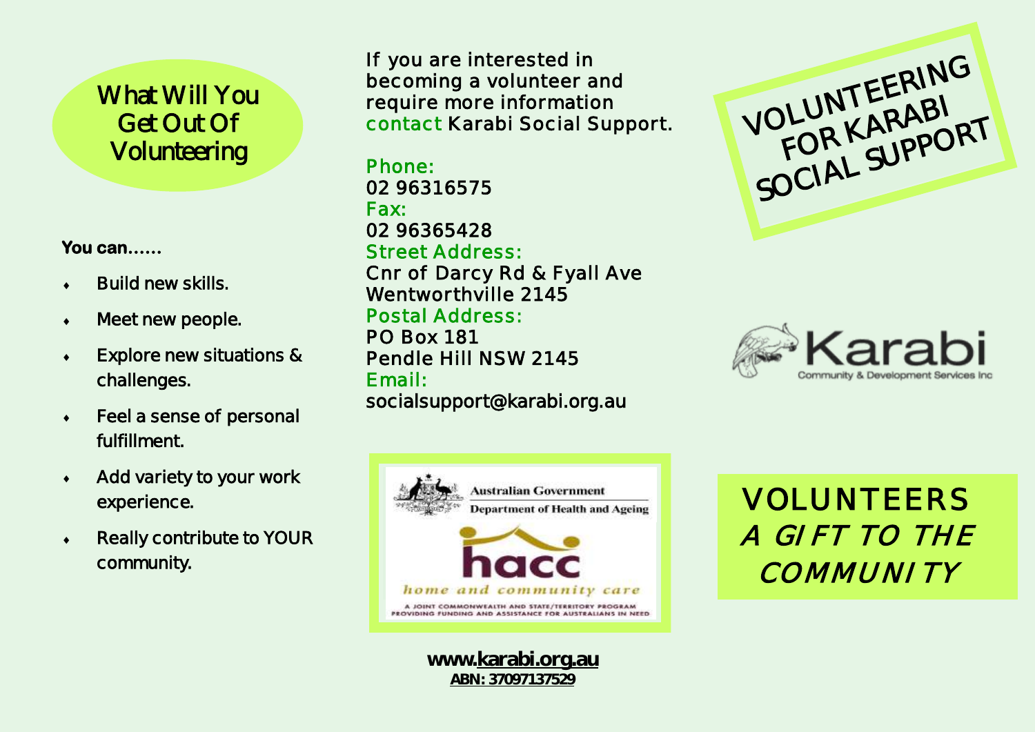# What Will You Get Out Of Volunteering

**You can……**

- Build new skills.
- Meet new people.
- Explore new situations & challenges.
- Feel a sense of personal fulfillment.
- Add variety to your work experience.
- Really contribute to YOUR community.

If you are interested in becoming a volunteer and require more information contact Karabi Social Support.

Phone:
02 96316575

Fax:
02 96365428

Street Address:
Cnr of Darcy Rd & Fyall Ave
Wentworthville 2145

Postal Address:
PO Box 181
Pendle Hill NSW 2145

Email:
socialsupport@karabi.org.au

Australian Government
Department of Health and Ageing

hacc
home and community care

A JOINT COMMONWEALTH AND STATE/TERRITORY PROGRAM PROVIDING FUNDING AND ASSISTANCE FOR AUSTRALIANS IN NEED

**www.karabi.org.au**
**ABN: 37097137529**

# VOLUNTEERING FOR KARABI SOCIAL SUPPORT

Karabi
Community & Development Services Inc

## VOLUNTEERS
## *A GIFT TO THE COMMUNITY*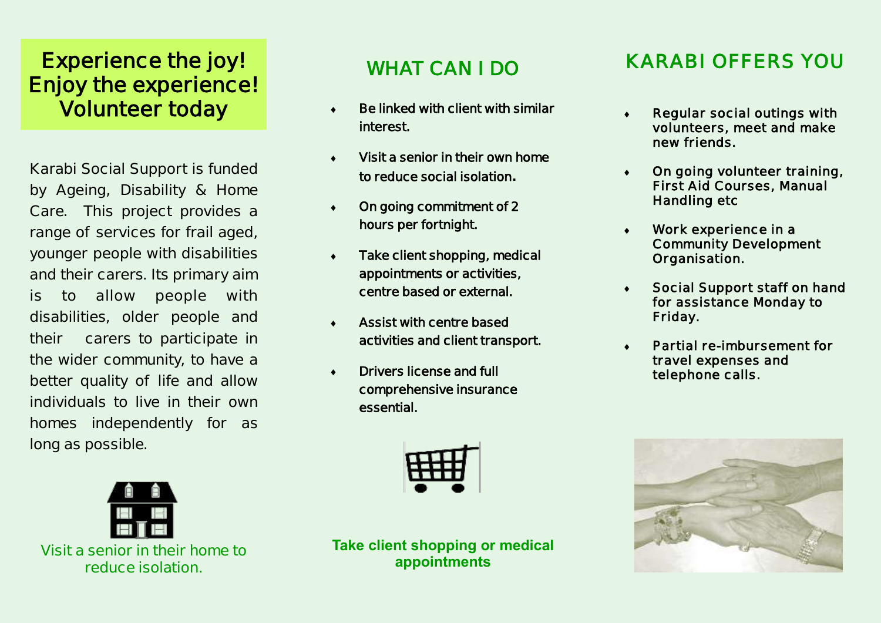# Experience the joy! Enjoy the experience! Volunteer today

Karabi Social Support is funded by Ageing, Disability & Home Care. This project provides a range of services for frail aged, younger people with disabilities and their carers. Its primary aim is to allow people with disabilities, older people and their carers to participate in the wider community, to have a better quality of life and allow individuals to live in their own homes independently for as long as possible.

Visit a senior in their home to reduce isolation.

## WHAT CAN I DO

- Be linked with client with similar interest.
- Visit a senior in their own home to reduce social isolation.
- On going commitment of 2 hours per fortnight.
- Take client shopping, medical appointments or activities, centre based or external.
- Assist with centre based activities and client transport.
- Drivers license and full comprehensive insurance essential.

**Take client shopping or medical appointments**

## KARABI OFFERS YOU

- Regular social outings with volunteers, meet and make new friends.
- On going volunteer training, First Aid Courses, Manual Handling etc
- Work experience in a Community Development Organisation.
- Social Support staff on hand for assistance Monday to Friday.
- Partial re-imbursement for travel expenses and telephone calls.